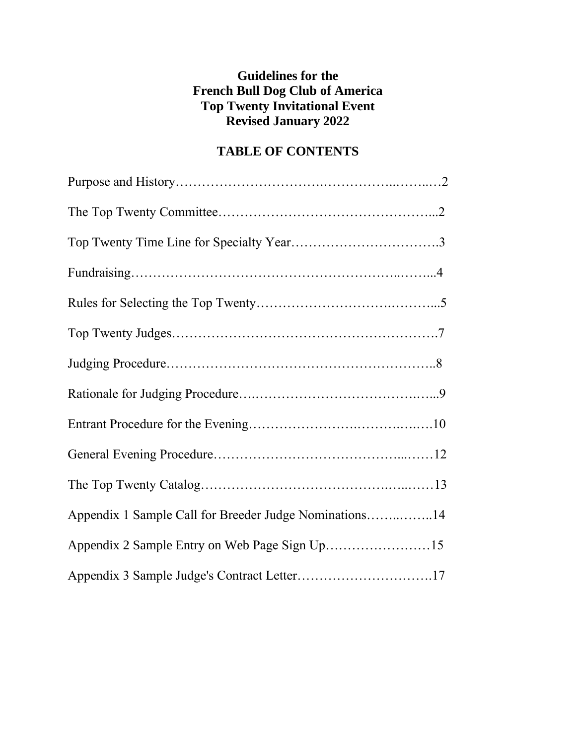# Guidelines for the French Bull Dog Club of America Top Twenty Invitational Event Revised January 2022

## TABLE OF CONTENTS

Purpose and History……………………………………………………2

The Top Twenty Committee……………………………………………2

Top Twenty Time Line for Specialty Year……………………………3

Fundraising……………………………………………………………4

Rules for Selecting the Top Twenty……………………………………5

Top Twenty Judges……………………………………………………7

Judging Procedure……………………………………………………8

Rationale for Judging Procedure………………………………………9

Entrant Procedure for the Evening……………………………………10

General Evening Procedure……………………………………………12

The Top Twenty Catalog………………………………………………13

Appendix 1 Sample Call for Breeder Judge Nominations……………14

Appendix 2 Sample Entry on Web Page Sign Up……………………15

Appendix 3 Sample Judge's Contract Letter……………………………17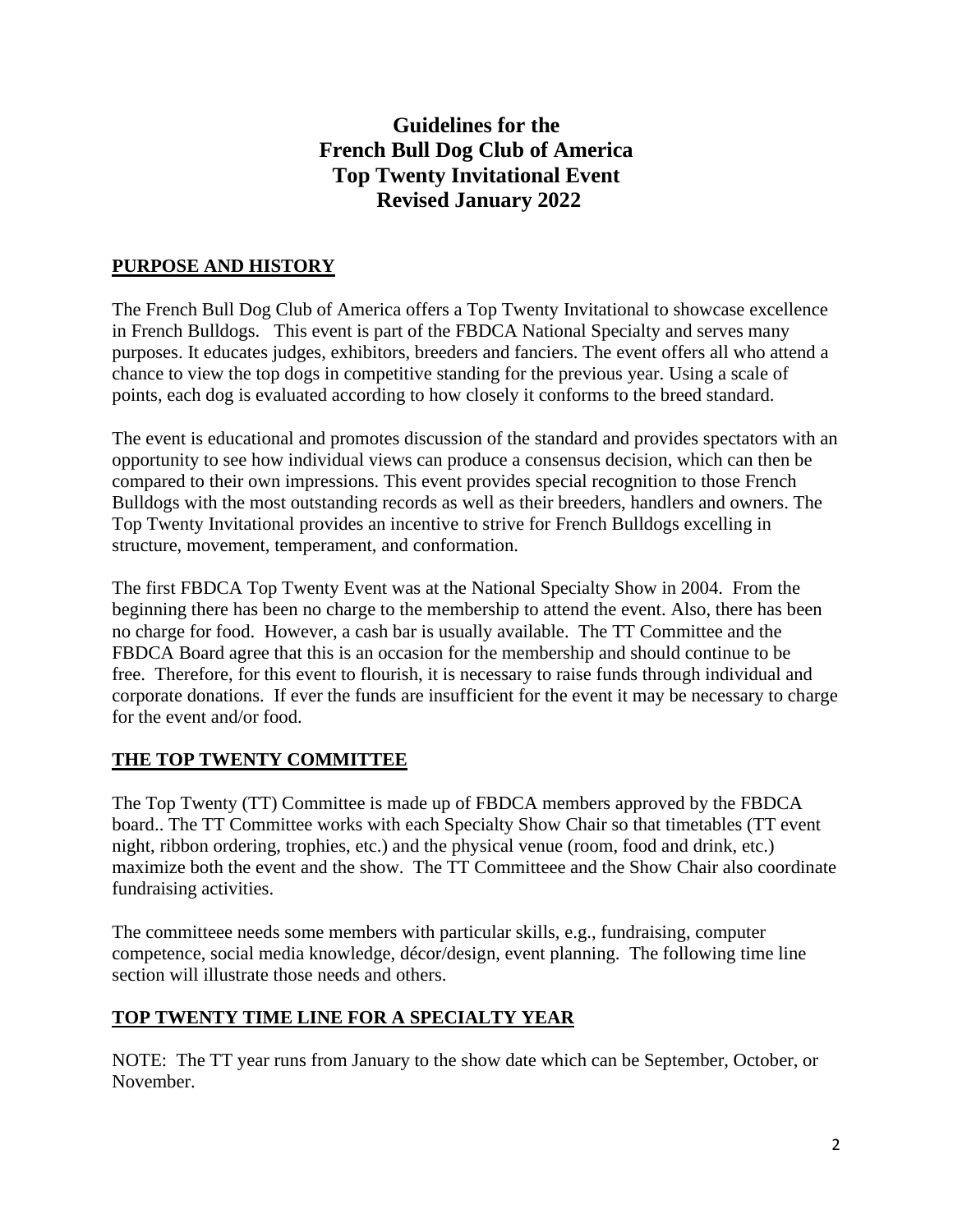# Guidelines for the French Bull Dog Club of America Top Twenty Invitational Event Revised January 2022

## PURPOSE AND HISTORY

The French Bull Dog Club of America offers a Top Twenty Invitational to showcase excellence in French Bulldogs. This event is part of the FBDCA National Specialty and serves many purposes. It educates judges, exhibitors, breeders and fanciers. The event offers all who attend a chance to view the top dogs in competitive standing for the previous year. Using a scale of points, each dog is evaluated according to how closely it conforms to the breed standard.

The event is educational and promotes discussion of the standard and provides spectators with an opportunity to see how individual views can produce a consensus decision, which can then be compared to their own impressions. This event provides special recognition to those French Bulldogs with the most outstanding records as well as their breeders, handlers and owners. The Top Twenty Invitational provides an incentive to strive for French Bulldogs excelling in structure, movement, temperament, and conformation.

The first FBDCA Top Twenty Event was at the National Specialty Show in 2004. From the beginning there has been no charge to the membership to attend the event. Also, there has been no charge for food. However, a cash bar is usually available. The TT Committee and the FBDCA Board agree that this is an occasion for the membership and should continue to be free. Therefore, for this event to flourish, it is necessary to raise funds through individual and corporate donations. If ever the funds are insufficient for the event it may be necessary to charge for the event and/or food.

## THE TOP TWENTY COMMITTEE

The Top Twenty (TT) Committee is made up of FBDCA members approved by the FBDCA board.. The TT Committee works with each Specialty Show Chair so that timetables (TT event night, ribbon ordering, trophies, etc.) and the physical venue (room, food and drink, etc.) maximize both the event and the show. The TT Committeee and the Show Chair also coordinate fundraising activities.

The committeee needs some members with particular skills, e.g., fundraising, computer competence, social media knowledge, décor/design, event planning. The following time line section will illustrate those needs and others.

## TOP TWENTY TIME LINE FOR A SPECIALTY YEAR

NOTE: The TT year runs from January to the show date which can be September, October, or November.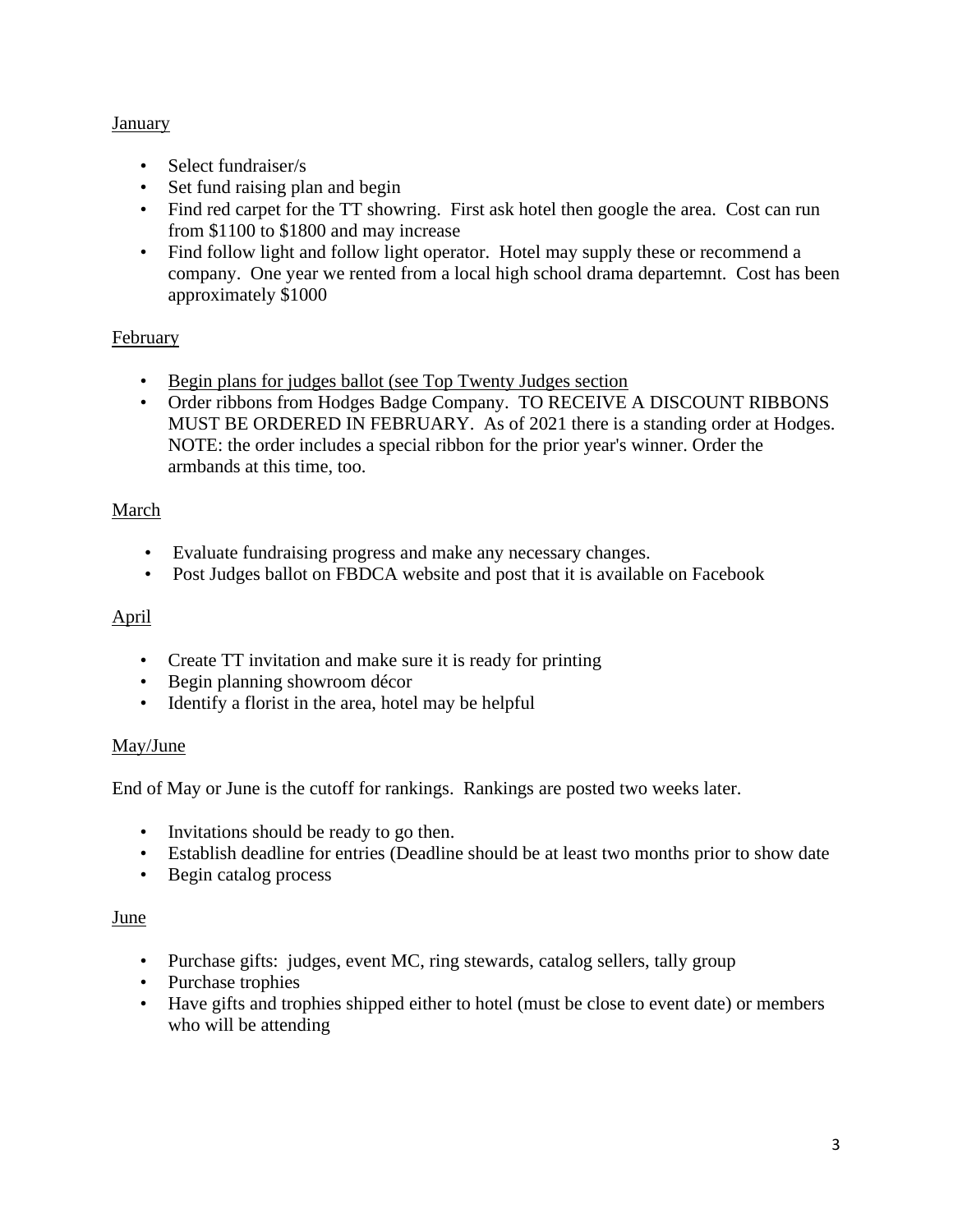January

- Select fundraiser/s
- Set fund raising plan and begin
- Find red carpet for the TT showring. First ask hotel then google the area. Cost can run from $1100 to $1800 and may increase
- Find follow light and follow light operator. Hotel may supply these or recommend a company. One year we rented from a local high school drama departemnt. Cost has been approximately $1000

February

- Begin plans for judges ballot (see Top Twenty Judges section
- Order ribbons from Hodges Badge Company. TO RECEIVE A DISCOUNT RIBBONS MUST BE ORDERED IN FEBRUARY. As of 2021 there is a standing order at Hodges. NOTE: the order includes a special ribbon for the prior year's winner. Order the armbands at this time, too.

March

- Evaluate fundraising progress and make any necessary changes.
- Post Judges ballot on FBDCA website and post that it is available on Facebook

April

- Create TT invitation and make sure it is ready for printing
- Begin planning showroom décor
- Identify a florist in the area, hotel may be helpful

May/June

End of May or June is the cutoff for rankings. Rankings are posted two weeks later.

- Invitations should be ready to go then.
- Establish deadline for entries (Deadline should be at least two months prior to show date
- Begin catalog process

June

- Purchase gifts: judges, event MC, ring stewards, catalog sellers, tally group
- Purchase trophies
- Have gifts and trophies shipped either to hotel (must be close to event date) or members who will be attending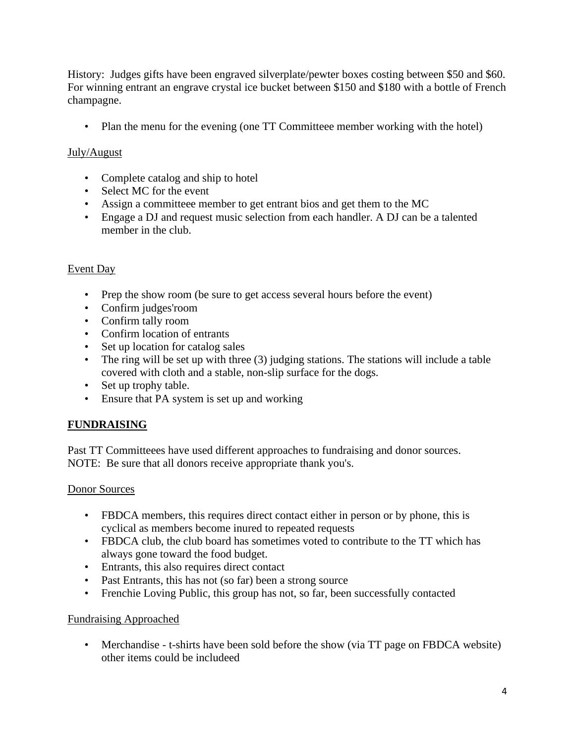History: Judges gifts have been engraved silverplate/pewter boxes costing between $50 and $60. For winning entrant an engrave crystal ice bucket between $150 and $180 with a bottle of French champagne.

- Plan the menu for the evening (one TT Committeee member working with the hotel)

<u>July/August</u>

- Complete catalog and ship to hotel
- Select MC for the event
- Assign a committeee member to get entrant bios and get them to the MC
- Engage a DJ and request music selection from each handler. A DJ can be a talented member in the club.

<u>Event Day</u>

- Prep the show room (be sure to get access several hours before the event)
- Confirm judges'room
- Confirm tally room
- Confirm location of entrants
- Set up location for catalog sales
- The ring will be set up with three (3) judging stations. The stations will include a table covered with cloth and a stable, non-slip surface for the dogs.
- Set up trophy table.
- Ensure that PA system is set up and working

## FUNDRAISING

Past TT Committeees have used different approaches to fundraising and donor sources.
NOTE: Be sure that all donors receive appropriate thank you's.

<u>Donor Sources</u>

- FBDCA members, this requires direct contact either in person or by phone, this is cyclical as members become inured to repeated requests
- FBDCA club, the club board has sometimes voted to contribute to the TT which has always gone toward the food budget.
- Entrants, this also requires direct contact
- Past Entrants, this has not (so far) been a strong source
- Frenchie Loving Public, this group has not, so far, been successfully contacted

<u>Fundraising Approached</u>

- Merchandise - t-shirts have been sold before the show (via TT page on FBDCA website) other items could be includeed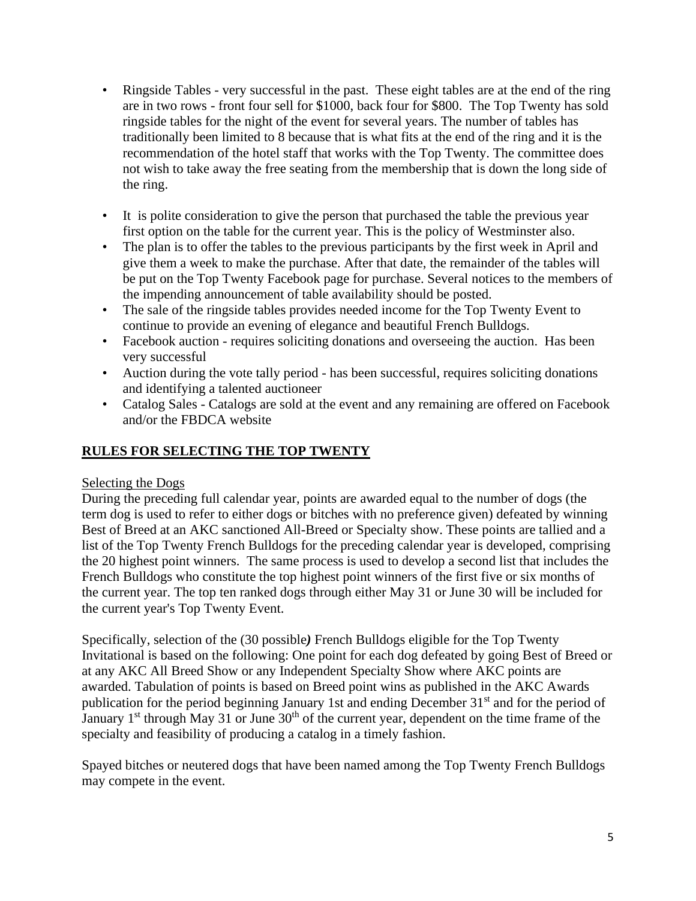- Ringside Tables - very successful in the past. These eight tables are at the end of the ring are in two rows - front four sell for $1000, back four for $800. The Top Twenty has sold ringside tables for the night of the event for several years. The number of tables has traditionally been limited to 8 because that is what fits at the end of the ring and it is the recommendation of the hotel staff that works with the Top Twenty. The committee does not wish to take away the free seating from the membership that is down the long side of the ring.

- It is polite consideration to give the person that purchased the table the previous year first option on the table for the current year. This is the policy of Westminster also.
- The plan is to offer the tables to the previous participants by the first week in April and give them a week to make the purchase. After that date, the remainder of the tables will be put on the Top Twenty Facebook page for purchase. Several notices to the members of the impending announcement of table availability should be posted.
- The sale of the ringside tables provides needed income for the Top Twenty Event to continue to provide an evening of elegance and beautiful French Bulldogs.
- Facebook auction - requires soliciting donations and overseeing the auction. Has been very successful
- Auction during the vote tally period - has been successful, requires soliciting donations and identifying a talented auctioneer
- Catalog Sales - Catalogs are sold at the event and any remaining are offered on Facebook and/or the FBDCA website

## RULES FOR SELECTING THE TOP TWENTY

Selecting the Dogs

During the preceding full calendar year, points are awarded equal to the number of dogs (the term dog is used to refer to either dogs or bitches with no preference given) defeated by winning Best of Breed at an AKC sanctioned All-Breed or Specialty show. These points are tallied and a list of the Top Twenty French Bulldogs for the preceding calendar year is developed, comprising the 20 highest point winners. The same process is used to develop a second list that includes the French Bulldogs who constitute the top highest point winners of the first five or six months of the current year. The top ten ranked dogs through either May 31 or June 30 will be included for the current year's Top Twenty Event.

Specifically, selection of the (30 possible***)*** French Bulldogs eligible for the Top Twenty Invitational is based on the following: One point for each dog defeated by going Best of Breed or at any AKC All Breed Show or any Independent Specialty Show where AKC points are awarded. Tabulation of points is based on Breed point wins as published in the AKC Awards publication for the period beginning January 1st and ending December 31st and for the period of January 1st through May 31 or June 30th of the current year, dependent on the time frame of the specialty and feasibility of producing a catalog in a timely fashion.

Spayed bitches or neutered dogs that have been named among the Top Twenty French Bulldogs may compete in the event.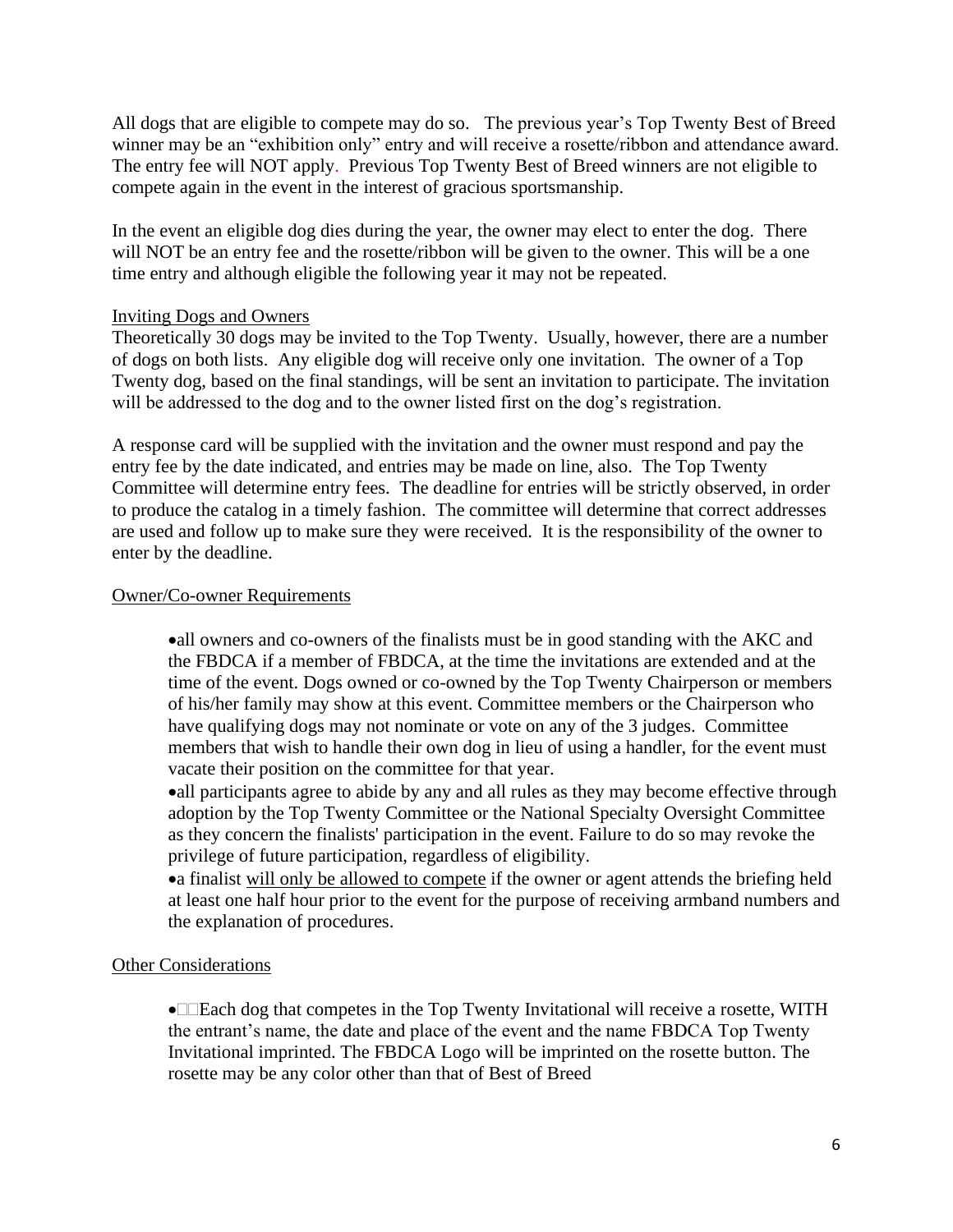All dogs that are eligible to compete may do so. The previous year's Top Twenty Best of Breed winner may be an "exhibition only" entry and will receive a rosette/ribbon and attendance award. The entry fee will NOT apply. Previous Top Twenty Best of Breed winners are not eligible to compete again in the event in the interest of gracious sportsmanship.

In the event an eligible dog dies during the year, the owner may elect to enter the dog. There will NOT be an entry fee and the rosette/ribbon will be given to the owner. This will be a one time entry and although eligible the following year it may not be repeated.

Inviting Dogs and Owners

Theoretically 30 dogs may be invited to the Top Twenty. Usually, however, there are a number of dogs on both lists. Any eligible dog will receive only one invitation. The owner of a Top Twenty dog, based on the final standings, will be sent an invitation to participate. The invitation will be addressed to the dog and to the owner listed first on the dog's registration.

A response card will be supplied with the invitation and the owner must respond and pay the entry fee by the date indicated, and entries may be made on line, also. The Top Twenty Committee will determine entry fees. The deadline for entries will be strictly observed, in order to produce the catalog in a timely fashion. The committee will determine that correct addresses are used and follow up to make sure they were received. It is the responsibility of the owner to enter by the deadline.

Owner/Co-owner Requirements

- all owners and co-owners of the finalists must be in good standing with the AKC and the FBDCA if a member of FBDCA, at the time the invitations are extended and at the time of the event. Dogs owned or co-owned by the Top Twenty Chairperson or members of his/her family may show at this event. Committee members or the Chairperson who have qualifying dogs may not nominate or vote on any of the 3 judges. Committee members that wish to handle their own dog in lieu of using a handler, for the event must vacate their position on the committee for that year.
- all participants agree to abide by any and all rules as they may become effective through adoption by the Top Twenty Committee or the National Specialty Oversight Committee as they concern the finalists' participation in the event. Failure to do so may revoke the privilege of future participation, regardless of eligibility.
- a finalist will only be allowed to compete if the owner or agent attends the briefing held at least one half hour prior to the event for the purpose of receiving armband numbers and the explanation of procedures.

Other Considerations

- Each dog that competes in the Top Twenty Invitational will receive a rosette, WITH the entrant's name, the date and place of the event and the name FBDCA Top Twenty Invitational imprinted. The FBDCA Logo will be imprinted on the rosette button. The rosette may be any color other than that of Best of Breed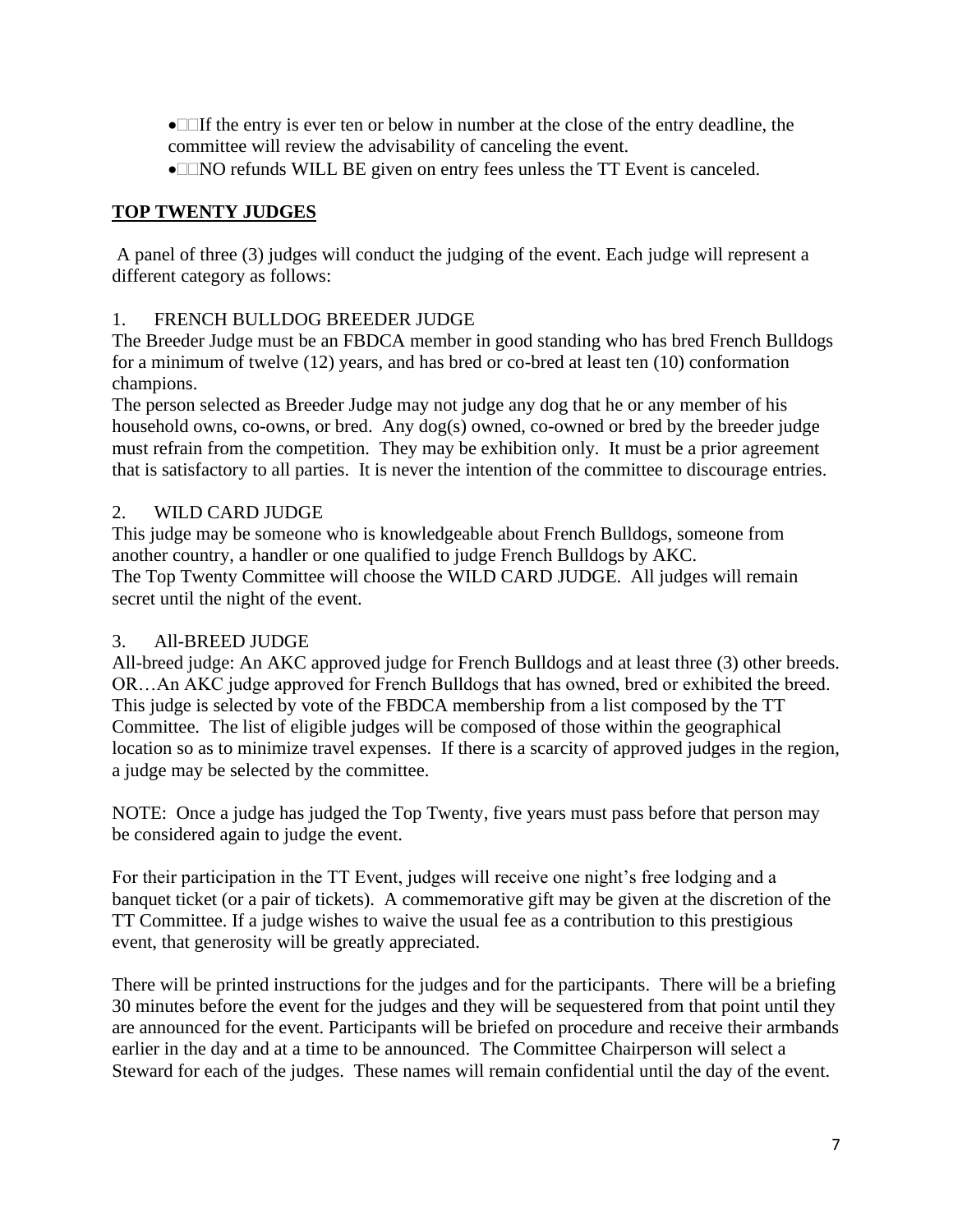- If the entry is ever ten or below in number at the close of the entry deadline, the committee will review the advisability of canceling the event.
- NO refunds WILL BE given on entry fees unless the TT Event is canceled.

## TOP TWENTY JUDGES

A panel of three (3) judges will conduct the judging of the event. Each judge will represent a different category as follows:

1. FRENCH BULLDOG BREEDER JUDGE

The Breeder Judge must be an FBDCA member in good standing who has bred French Bulldogs for a minimum of twelve (12) years, and has bred or co-bred at least ten (10) conformation champions.

The person selected as Breeder Judge may not judge any dog that he or any member of his household owns, co-owns, or bred. Any dog(s) owned, co-owned or bred by the breeder judge must refrain from the competition. They may be exhibition only. It must be a prior agreement that is satisfactory to all parties. It is never the intention of the committee to discourage entries.

2. WILD CARD JUDGE

This judge may be someone who is knowledgeable about French Bulldogs, someone from another country, a handler or one qualified to judge French Bulldogs by AKC.

The Top Twenty Committee will choose the WILD CARD JUDGE. All judges will remain secret until the night of the event.

3. All-BREED JUDGE

All-breed judge: An AKC approved judge for French Bulldogs and at least three (3) other breeds. OR…An AKC judge approved for French Bulldogs that has owned, bred or exhibited the breed. This judge is selected by vote of the FBDCA membership from a list composed by the TT Committee. The list of eligible judges will be composed of those within the geographical location so as to minimize travel expenses. If there is a scarcity of approved judges in the region, a judge may be selected by the committee.

NOTE: Once a judge has judged the Top Twenty, five years must pass before that person may be considered again to judge the event.

For their participation in the TT Event, judges will receive one night's free lodging and a banquet ticket (or a pair of tickets). A commemorative gift may be given at the discretion of the TT Committee. If a judge wishes to waive the usual fee as a contribution to this prestigious event, that generosity will be greatly appreciated.

There will be printed instructions for the judges and for the participants. There will be a briefing 30 minutes before the event for the judges and they will be sequestered from that point until they are announced for the event. Participants will be briefed on procedure and receive their armbands earlier in the day and at a time to be announced. The Committee Chairperson will select a Steward for each of the judges. These names will remain confidential until the day of the event.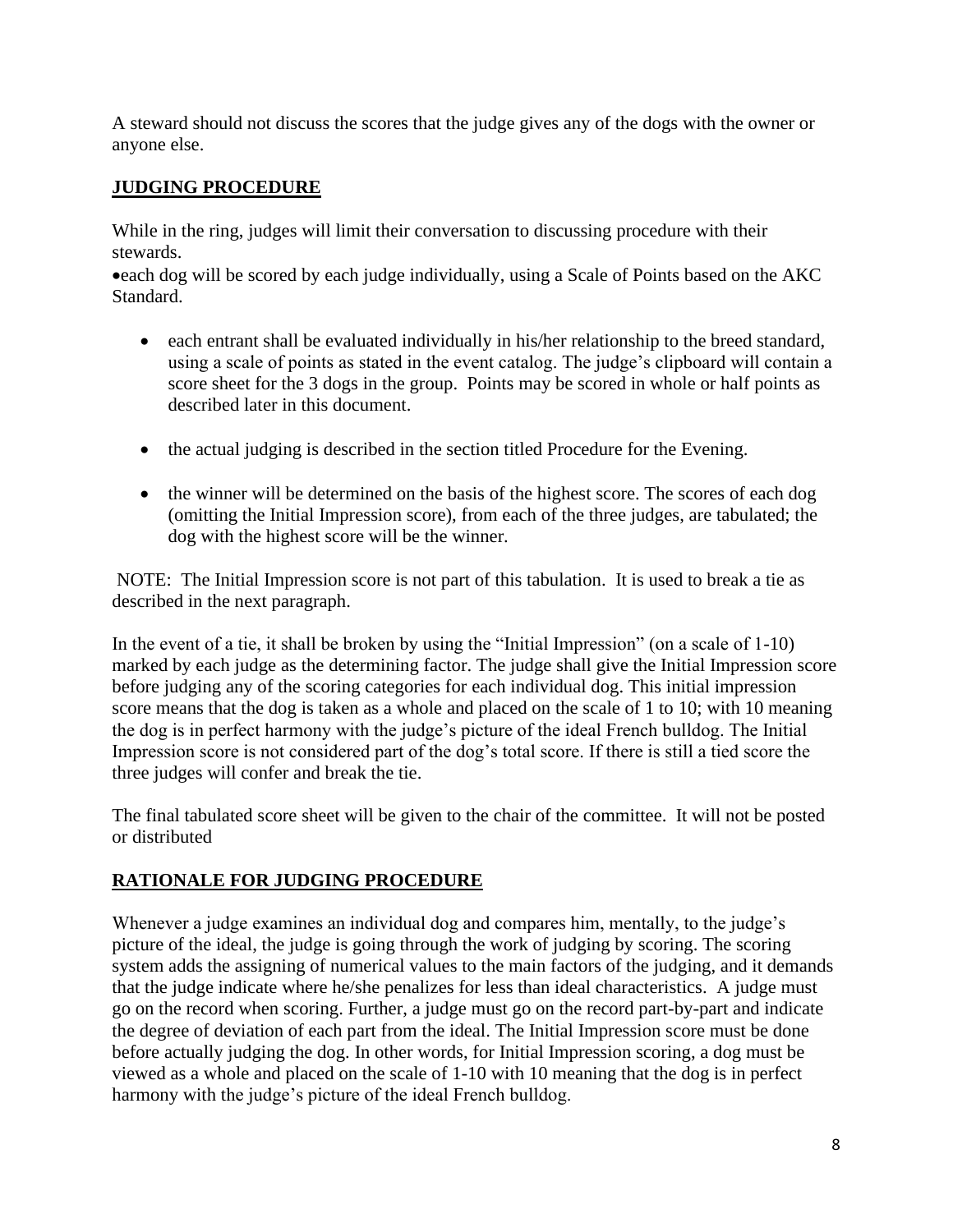A steward should not discuss the scores that the judge gives any of the dogs with the owner or anyone else.

## JUDGING PROCEDURE

While in the ring, judges will limit their conversation to discussing procedure with their stewards.

- each dog will be scored by each judge individually, using a Scale of Points based on the AKC Standard.

- each entrant shall be evaluated individually in his/her relationship to the breed standard, using a scale of points as stated in the event catalog. The judge's clipboard will contain a score sheet for the 3 dogs in the group. Points may be scored in whole or half points as described later in this document.

- the actual judging is described in the section titled Procedure for the Evening.

- the winner will be determined on the basis of the highest score. The scores of each dog (omitting the Initial Impression score), from each of the three judges, are tabulated; the dog with the highest score will be the winner.

NOTE: The Initial Impression score is not part of this tabulation. It is used to break a tie as described in the next paragraph.

In the event of a tie, it shall be broken by using the "Initial Impression" (on a scale of 1-10) marked by each judge as the determining factor. The judge shall give the Initial Impression score before judging any of the scoring categories for each individual dog. This initial impression score means that the dog is taken as a whole and placed on the scale of 1 to 10; with 10 meaning the dog is in perfect harmony with the judge's picture of the ideal French bulldog. The Initial Impression score is not considered part of the dog's total score. If there is still a tied score the three judges will confer and break the tie.

The final tabulated score sheet will be given to the chair of the committee. It will not be posted or distributed

## RATIONALE FOR JUDGING PROCEDURE

Whenever a judge examines an individual dog and compares him, mentally, to the judge's picture of the ideal, the judge is going through the work of judging by scoring. The scoring system adds the assigning of numerical values to the main factors of the judging, and it demands that the judge indicate where he/she penalizes for less than ideal characteristics. A judge must go on the record when scoring. Further, a judge must go on the record part-by-part and indicate the degree of deviation of each part from the ideal. The Initial Impression score must be done before actually judging the dog. In other words, for Initial Impression scoring, a dog must be viewed as a whole and placed on the scale of 1-10 with 10 meaning that the dog is in perfect harmony with the judge's picture of the ideal French bulldog.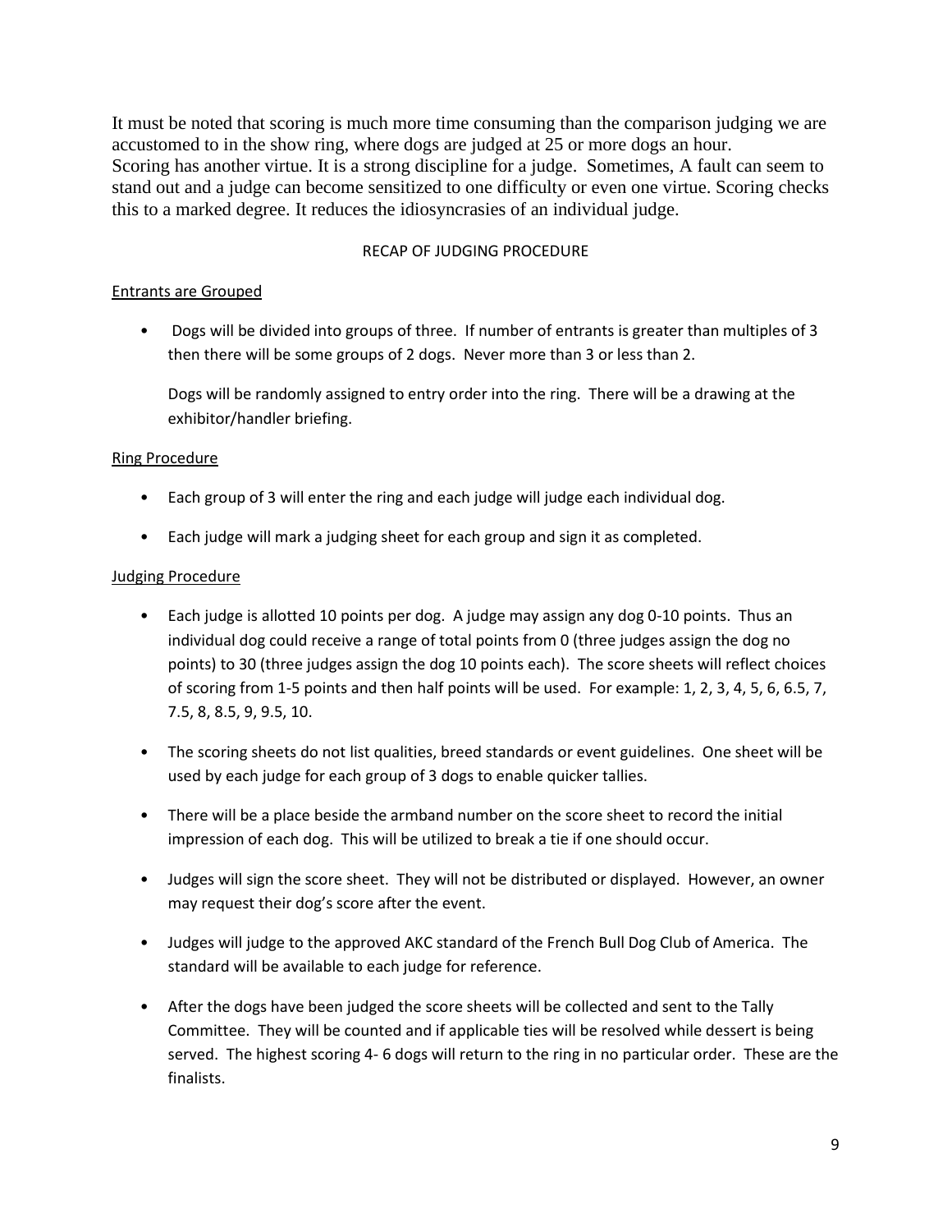It must be noted that scoring is much more time consuming than the comparison judging we are accustomed to in the show ring, where dogs are judged at 25 or more dogs an hour.
Scoring has another virtue. It is a strong discipline for a judge. Sometimes, A fault can seem to stand out and a judge can become sensitized to one difficulty or even one virtue. Scoring checks this to a marked degree. It reduces the idiosyncrasies of an individual judge.

## RECAP OF JUDGING PROCEDURE

<u>Entrants are Grouped</u>

- Dogs will be divided into groups of three. If number of entrants is greater than multiples of 3 then there will be some groups of 2 dogs. Never more than 3 or less than 2.

  Dogs will be randomly assigned to entry order into the ring. There will be a drawing at the exhibitor/handler briefing.

<u>Ring Procedure</u>

- Each group of 3 will enter the ring and each judge will judge each individual dog.
- Each judge will mark a judging sheet for each group and sign it as completed.

<u>Judging Procedure</u>

- Each judge is allotted 10 points per dog. A judge may assign any dog 0-10 points. Thus an individual dog could receive a range of total points from 0 (three judges assign the dog no points) to 30 (three judges assign the dog 10 points each). The score sheets will reflect choices of scoring from 1-5 points and then half points will be used. For example: 1, 2, 3, 4, 5, 6, 6.5, 7, 7.5, 8, 8.5, 9, 9.5, 10.
- The scoring sheets do not list qualities, breed standards or event guidelines. One sheet will be used by each judge for each group of 3 dogs to enable quicker tallies.
- There will be a place beside the armband number on the score sheet to record the initial impression of each dog. This will be utilized to break a tie if one should occur.
- Judges will sign the score sheet. They will not be distributed or displayed. However, an owner may request their dog's score after the event.
- Judges will judge to the approved AKC standard of the French Bull Dog Club of America. The standard will be available to each judge for reference.
- After the dogs have been judged the score sheets will be collected and sent to the Tally Committee. They will be counted and if applicable ties will be resolved while dessert is being served. The highest scoring 4- 6 dogs will return to the ring in no particular order. These are the finalists.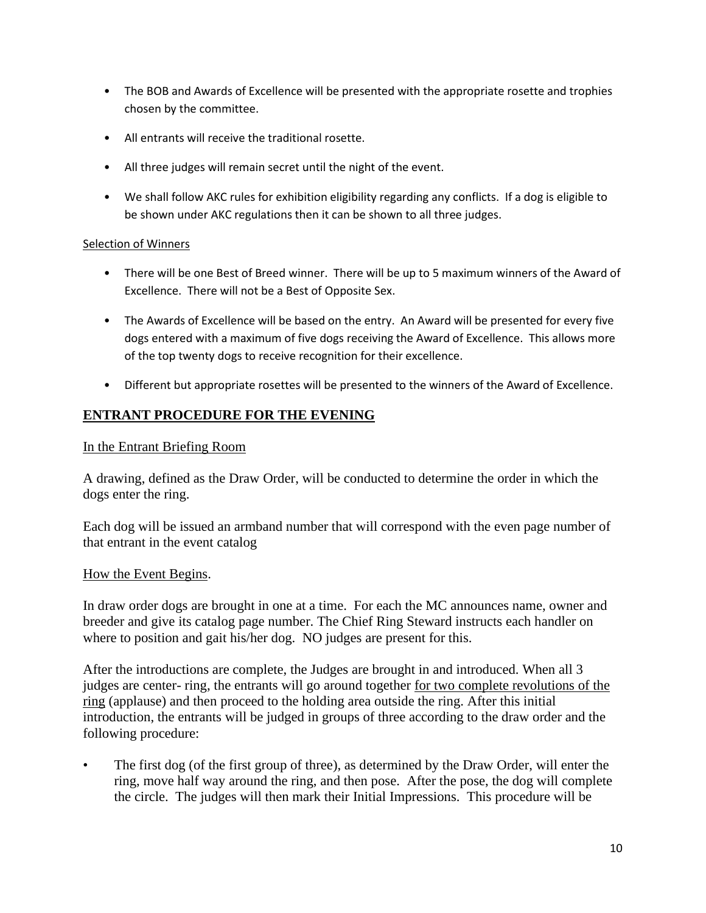- The BOB and Awards of Excellence will be presented with the appropriate rosette and trophies chosen by the committee.
- All entrants will receive the traditional rosette.
- All three judges will remain secret until the night of the event.
- We shall follow AKC rules for exhibition eligibility regarding any conflicts. If a dog is eligible to be shown under AKC regulations then it can be shown to all three judges.

Selection of Winners

- There will be one Best of Breed winner. There will be up to 5 maximum winners of the Award of Excellence. There will not be a Best of Opposite Sex.
- The Awards of Excellence will be based on the entry. An Award will be presented for every five dogs entered with a maximum of five dogs receiving the Award of Excellence. This allows more of the top twenty dogs to receive recognition for their excellence.
- Different but appropriate rosettes will be presented to the winners of the Award of Excellence.

## ENTRANT PROCEDURE FOR THE EVENING

In the Entrant Briefing Room

A drawing, defined as the Draw Order, will be conducted to determine the order in which the dogs enter the ring.

Each dog will be issued an armband number that will correspond with the even page number of that entrant in the event catalog

How the Event Begins.

In draw order dogs are brought in one at a time. For each the MC announces name, owner and breeder and give its catalog page number. The Chief Ring Steward instructs each handler on where to position and gait his/her dog. NO judges are present for this.

After the introductions are complete, the Judges are brought in and introduced. When all 3 judges are center- ring, the entrants will go around together for two complete revolutions of the ring (applause) and then proceed to the holding area outside the ring. After this initial introduction, the entrants will be judged in groups of three according to the draw order and the following procedure:

- The first dog (of the first group of three), as determined by the Draw Order, will enter the ring, move half way around the ring, and then pose. After the pose, the dog will complete the circle. The judges will then mark their Initial Impressions. This procedure will be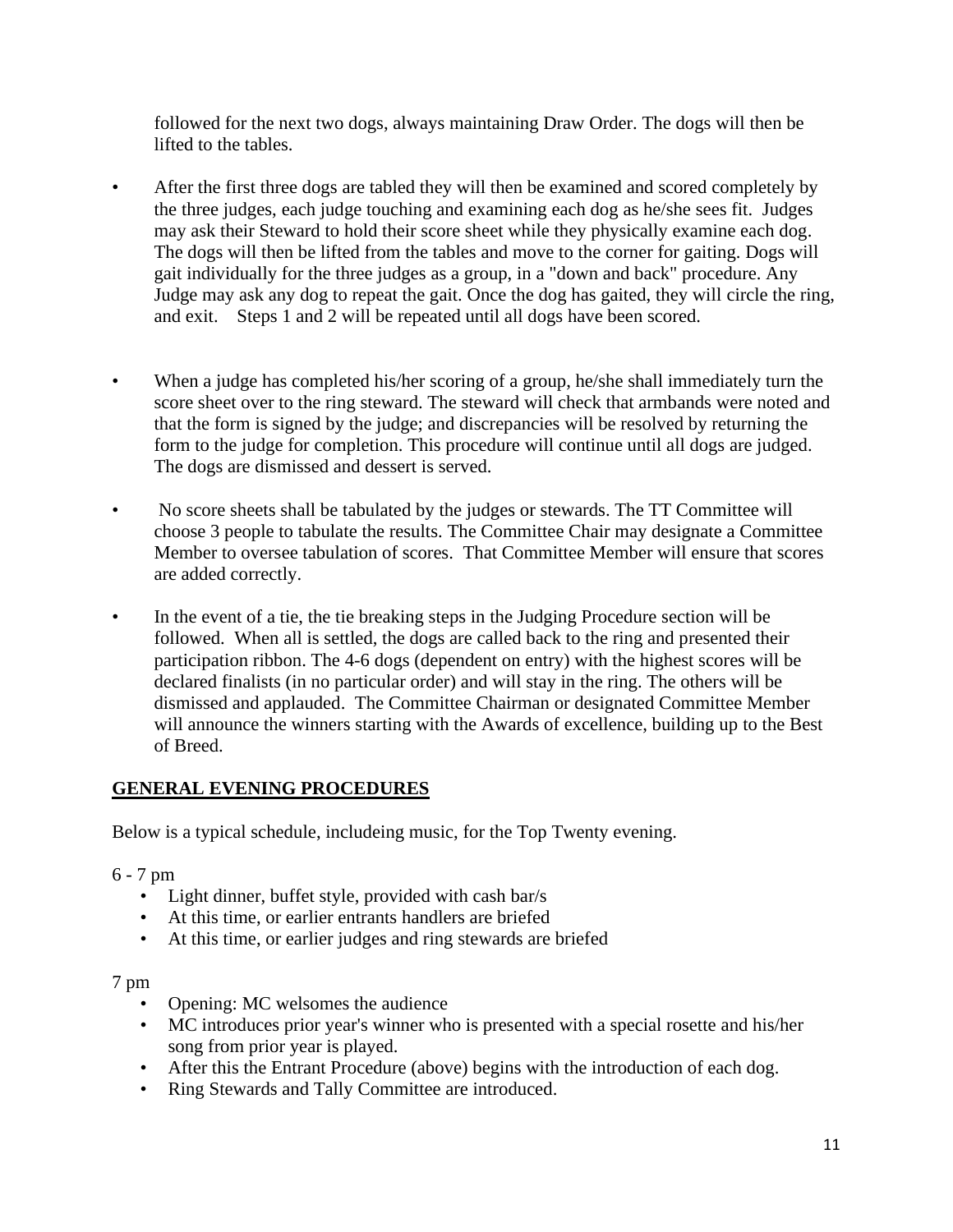followed for the next two dogs, always maintaining Draw Order. The dogs will then be lifted to the tables.

- After the first three dogs are tabled they will then be examined and scored completely by the three judges, each judge touching and examining each dog as he/she sees fit. Judges may ask their Steward to hold their score sheet while they physically examine each dog. The dogs will then be lifted from the tables and move to the corner for gaiting. Dogs will gait individually for the three judges as a group, in a "down and back" procedure. Any Judge may ask any dog to repeat the gait. Once the dog has gaited, they will circle the ring, and exit. Steps 1 and 2 will be repeated until all dogs have been scored.

- When a judge has completed his/her scoring of a group, he/she shall immediately turn the score sheet over to the ring steward. The steward will check that armbands were noted and that the form is signed by the judge; and discrepancies will be resolved by returning the form to the judge for completion. This procedure will continue until all dogs are judged. The dogs are dismissed and dessert is served.

- No score sheets shall be tabulated by the judges or stewards. The TT Committee will choose 3 people to tabulate the results. The Committee Chair may designate a Committee Member to oversee tabulation of scores. That Committee Member will ensure that scores are added correctly.

- In the event of a tie, the tie breaking steps in the Judging Procedure section will be followed. When all is settled, the dogs are called back to the ring and presented their participation ribbon. The 4-6 dogs (dependent on entry) with the highest scores will be declared finalists (in no particular order) and will stay in the ring. The others will be dismissed and applauded. The Committee Chairman or designated Committee Member will announce the winners starting with the Awards of excellence, building up to the Best of Breed.

## GENERAL EVENING PROCEDURES

Below is a typical schedule, includeing music, for the Top Twenty evening.

6 - 7 pm

- Light dinner, buffet style, provided with cash bar/s
- At this time, or earlier entrants handlers are briefed
- At this time, or earlier judges and ring stewards are briefed

7 pm

- Opening: MC welsomes the audience
- MC introduces prior year's winner who is presented with a special rosette and his/her song from prior year is played.
- After this the Entrant Procedure (above) begins with the introduction of each dog.
- Ring Stewards and Tally Committee are introduced.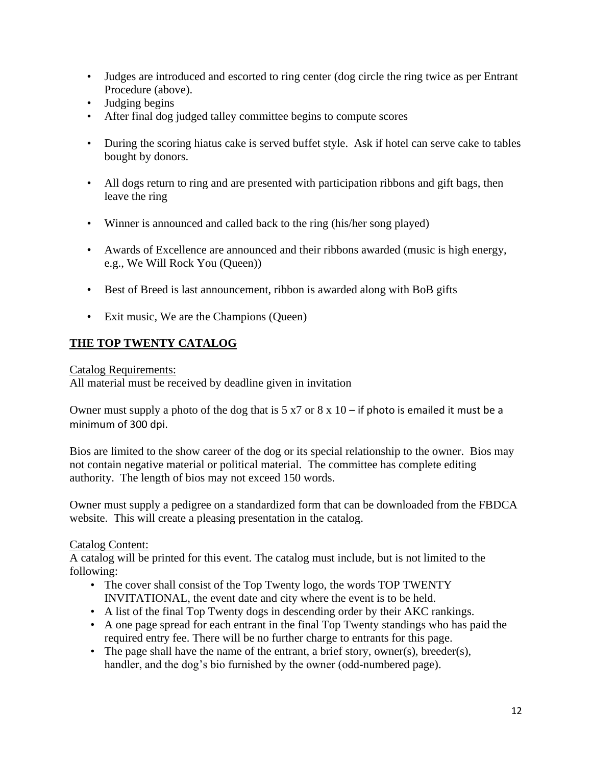- Judges are introduced and escorted to ring center (dog circle the ring twice as per Entrant Procedure (above).
- Judging begins
- After final dog judged talley committee begins to compute scores
- During the scoring hiatus cake is served buffet style. Ask if hotel can serve cake to tables bought by donors.
- All dogs return to ring and are presented with participation ribbons and gift bags, then leave the ring
- Winner is announced and called back to the ring (his/her song played)
- Awards of Excellence are announced and their ribbons awarded (music is high energy, e.g., We Will Rock You (Queen))
- Best of Breed is last announcement, ribbon is awarded along with BoB gifts
- Exit music, We are the Champions (Queen)

## THE TOP TWENTY CATALOG

Catalog Requirements:
All material must be received by deadline given in invitation

Owner must supply a photo of the dog that is 5 x7 or 8 x 10 – if photo is emailed it must be a minimum of 300 dpi.

Bios are limited to the show career of the dog or its special relationship to the owner. Bios may not contain negative material or political material. The committee has complete editing authority. The length of bios may not exceed 150 words.

Owner must supply a pedigree on a standardized form that can be downloaded from the FBDCA website. This will create a pleasing presentation in the catalog.

Catalog Content:
A catalog will be printed for this event. The catalog must include, but is not limited to the following:

- The cover shall consist of the Top Twenty logo, the words TOP TWENTY INVITATIONAL, the event date and city where the event is to be held.
- A list of the final Top Twenty dogs in descending order by their AKC rankings.
- A one page spread for each entrant in the final Top Twenty standings who has paid the required entry fee. There will be no further charge to entrants for this page.
- The page shall have the name of the entrant, a brief story, owner(s), breeder(s), handler, and the dog's bio furnished by the owner (odd-numbered page).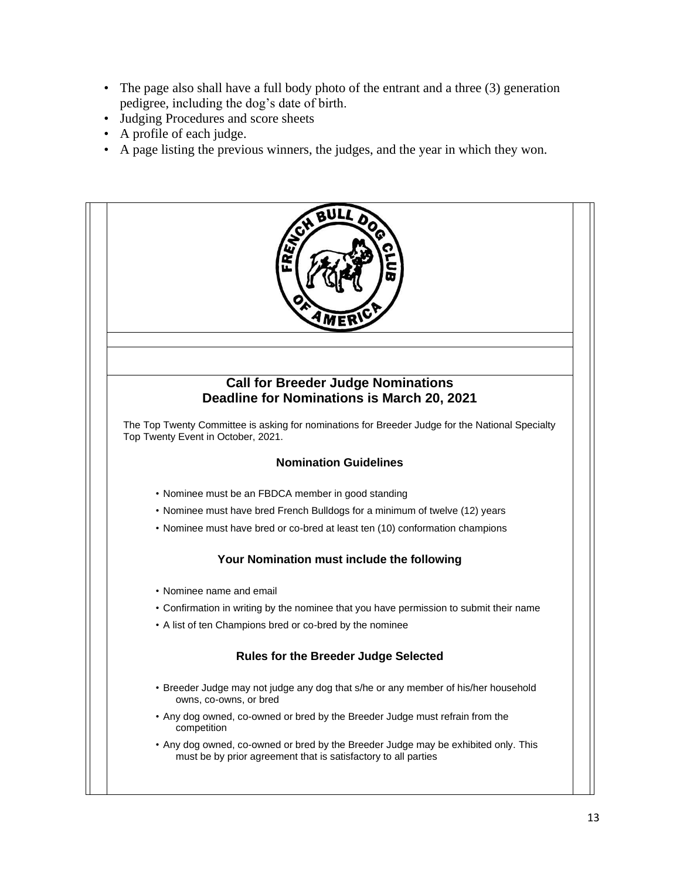- The page also shall have a full body photo of the entrant and a three (3) generation pedigree, including the dog's date of birth.
- Judging Procedures and score sheets
- A profile of each judge.
- A page listing the previous winners, the judges, and the year in which they won.

## Call for Breeder Judge Nominations
## Deadline for Nominations is March 20, 2021

The Top Twenty Committee is asking for nominations for Breeder Judge for the National Specialty Top Twenty Event in October, 2021.

### Nomination Guidelines

- Nominee must be an FBDCA member in good standing
- Nominee must have bred French Bulldogs for a minimum of twelve (12) years
- Nominee must have bred or co-bred at least ten (10) conformation champions

### Your Nomination must include the following

- Nominee name and email
- Confirmation in writing by the nominee that you have permission to submit their name
- A list of ten Champions bred or co-bred by the nominee

### Rules for the Breeder Judge Selected

- Breeder Judge may not judge any dog that s/he or any member of his/her household owns, co-owns, or bred
- Any dog owned, co-owned or bred by the Breeder Judge must refrain from the competition
- Any dog owned, co-owned or bred by the Breeder Judge may be exhibited only. This must be by prior agreement that is satisfactory to all parties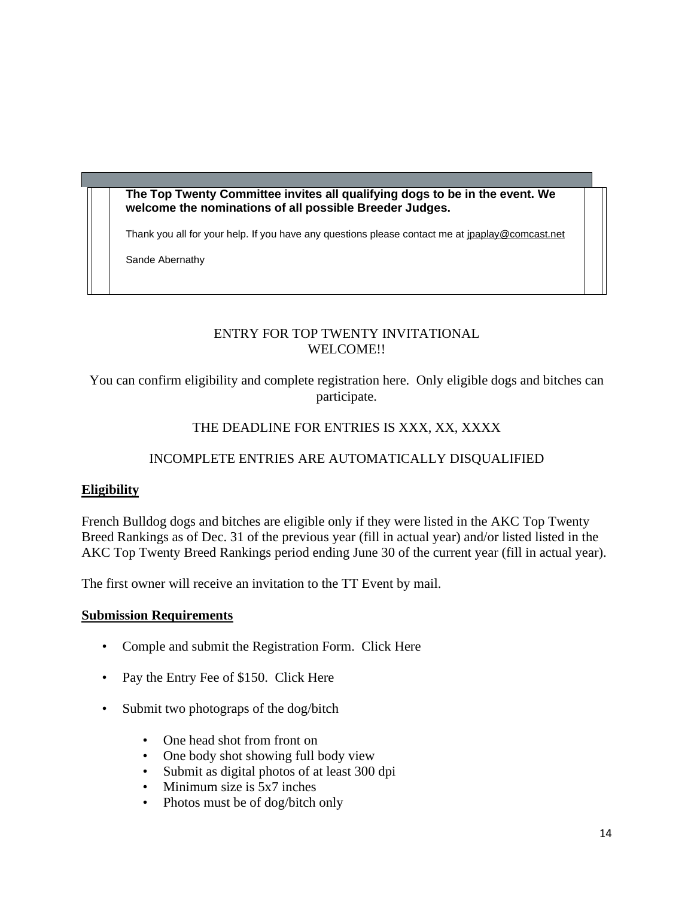**The Top Twenty Committee invites all qualifying dogs to be in the event. We welcome the nominations of all possible Breeder Judges.**

Thank you all for your help. If you have any questions please contact me at jpaplay@comcast.net

Sande Abernathy

ENTRY FOR TOP TWENTY INVITATIONAL
WELCOME!!

You can confirm eligibility and complete registration here. Only eligible dogs and bitches can participate.

THE DEADLINE FOR ENTRIES IS XXX, XX, XXXX

INCOMPLETE ENTRIES ARE AUTOMATICALLY DISQUALIFIED

**Eligibility**

French Bulldog dogs and bitches are eligible only if they were listed in the AKC Top Twenty Breed Rankings as of Dec. 31 of the previous year (fill in actual year) and/or listed listed in the AKC Top Twenty Breed Rankings period ending June 30 of the current year (fill in actual year).

The first owner will receive an invitation to the TT Event by mail.

**Submission Requirements**

- Comple and submit the Registration Form. Click Here
- Pay the Entry Fee of $150. Click Here
- Submit two photograps of the dog/bitch
  - One head shot from front on
  - One body shot showing full body view
  - Submit as digital photos of at least 300 dpi
  - Minimum size is 5x7 inches
  - Photos must be of dog/bitch only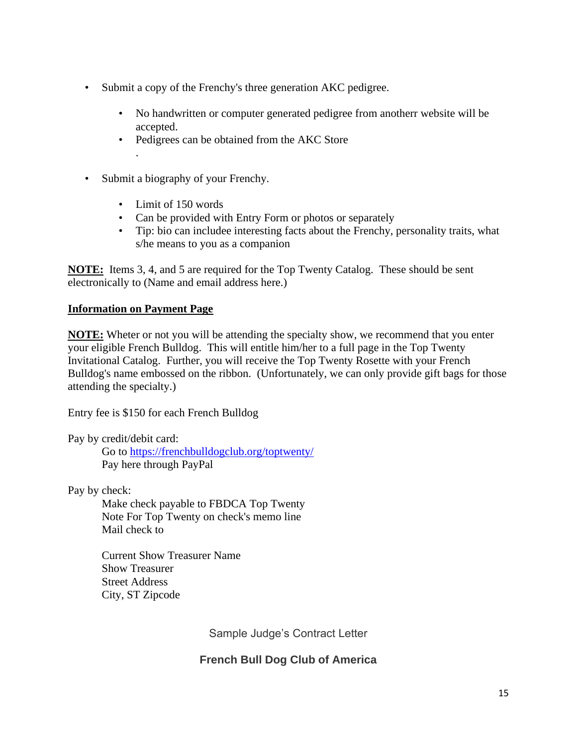- Submit a copy of the Frenchy's three generation AKC pedigree.
  - No handwritten or computer generated pedigree from anotherr website will be accepted.
  - Pedigrees can be obtained from the AKC Store
  
    .

- Submit a biography of your Frenchy.
  - Limit of 150 words
  - Can be provided with Entry Form or photos or separately
  - Tip: bio can includee interesting facts about the Frenchy, personality traits, what s/he means to you as a companion

**NOTE:** Items 3, 4, and 5 are required for the Top Twenty Catalog. These should be sent electronically to (Name and email address here.)

**Information on Payment Page**

**NOTE:** Wheter or not you will be attending the specialty show, we recommend that you enter your eligible French Bulldog. This will entitle him/her to a full page in the Top Twenty Invitational Catalog. Further, you will receive the Top Twenty Rosette with your French Bulldog's name embossed on the ribbon. (Unfortunately, we can only provide gift bags for those attending the specialty.)

Entry fee is $150 for each French Bulldog

Pay by credit/debit card:

> Go to [https://frenchbulldogclub.org/toptwenty/](https://frenchbulldogclub.org/toptwenty/)
> Pay here through PayPal

Pay by check:

> Make check payable to FBDCA Top Twenty
> Note For Top Twenty on check's memo line
> Mail check to
>
> Current Show Treasurer Name
> Show Treasurer
> Street Address
> City, ST Zipcode

Sample Judge's Contract Letter

**French Bull Dog Club of America**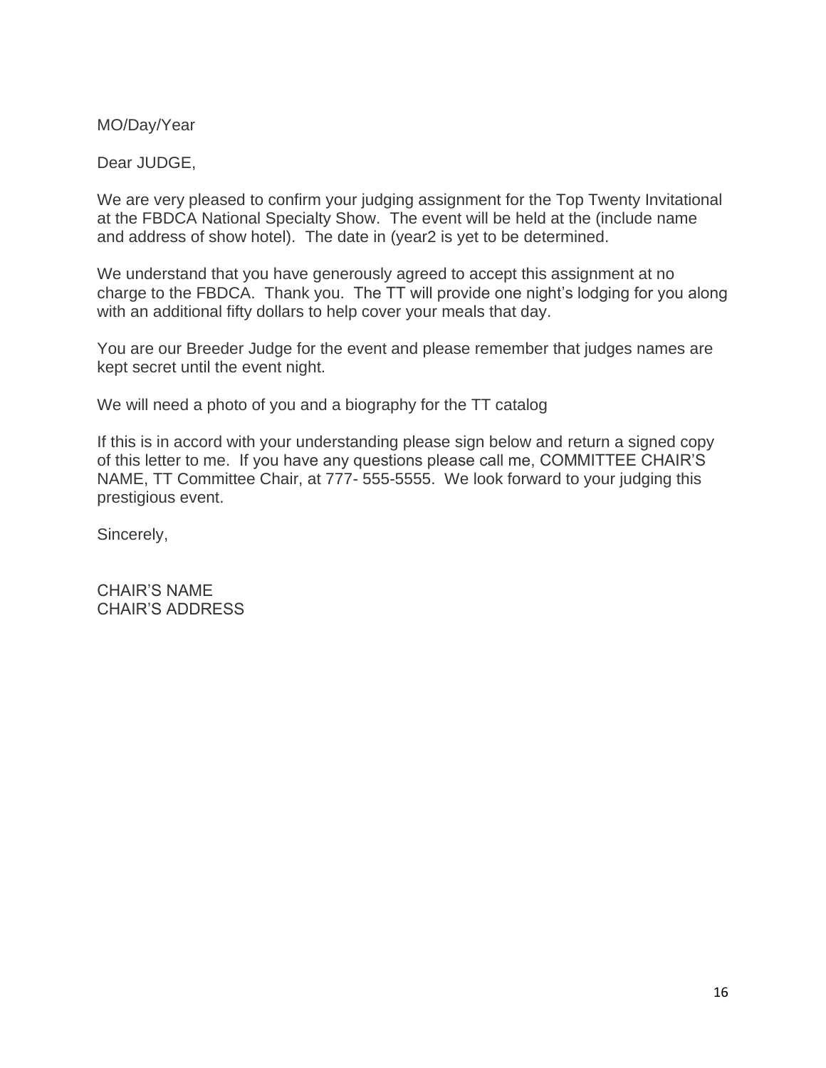MO/Day/Year

Dear JUDGE,

We are very pleased to confirm your judging assignment for the Top Twenty Invitational at the FBDCA National Specialty Show. The event will be held at the (include name and address of show hotel). The date in (year2 is yet to be determined.

We understand that you have generously agreed to accept this assignment at no charge to the FBDCA. Thank you. The TT will provide one night's lodging for you along with an additional fifty dollars to help cover your meals that day.

You are our Breeder Judge for the event and please remember that judges names are kept secret until the event night.

We will need a photo of you and a biography for the TT catalog

If this is in accord with your understanding please sign below and return a signed copy of this letter to me. If you have any questions please call me, COMMITTEE CHAIR'S NAME, TT Committee Chair, at 777- 555-5555. We look forward to your judging this prestigious event.

Sincerely,

CHAIR'S NAME  
CHAIR'S ADDRESS